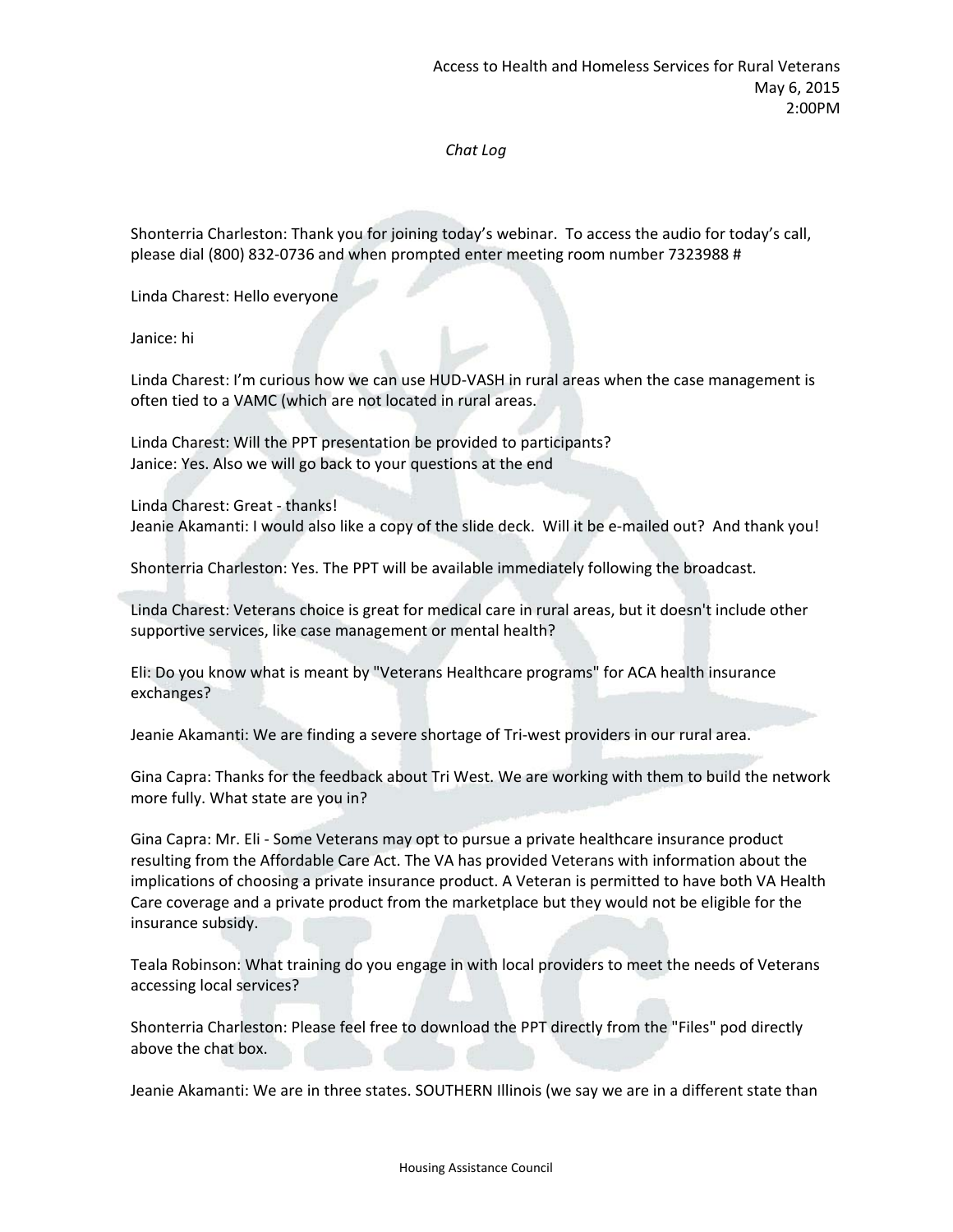Access to Health and Homeless Services for Rural Veterans
May 6, 2015
2:00PM

*Chat Log*

Shonterria Charleston: Thank you for joining today's webinar. To access the audio for today's call, please dial (800) 832-0736 and when prompted enter meeting room number 7323988 #

Linda Charest: Hello everyone

Janice: hi

Linda Charest: I'm curious how we can use HUD-VASH in rural areas when the case management is often tied to a VAMC (which are not located in rural areas.

Linda Charest: Will the PPT presentation be provided to participants?
Janice: Yes. Also we will go back to your questions at the end

Linda Charest: Great - thanks!
Jeanie Akamanti: I would also like a copy of the slide deck. Will it be e-mailed out? And thank you!

Shonterria Charleston: Yes. The PPT will be available immediately following the broadcast.

Linda Charest: Veterans choice is great for medical care in rural areas, but it doesn't include other supportive services, like case management or mental health?

Eli: Do you know what is meant by "Veterans Healthcare programs" for ACA health insurance exchanges?

Jeanie Akamanti: We are finding a severe shortage of Tri-west providers in our rural area.

Gina Capra: Thanks for the feedback about Tri West. We are working with them to build the network more fully. What state are you in?

Gina Capra: Mr. Eli - Some Veterans may opt to pursue a private healthcare insurance product resulting from the Affordable Care Act. The VA has provided Veterans with information about the implications of choosing a private insurance product. A Veteran is permitted to have both VA Health Care coverage and a private product from the marketplace but they would not be eligible for the insurance subsidy.

Teala Robinson: What training do you engage in with local providers to meet the needs of Veterans accessing local services?

Shonterria Charleston: Please feel free to download the PPT directly from the "Files" pod directly above the chat box.

Jeanie Akamanti: We are in three states. SOUTHERN Illinois (we say we are in a different state than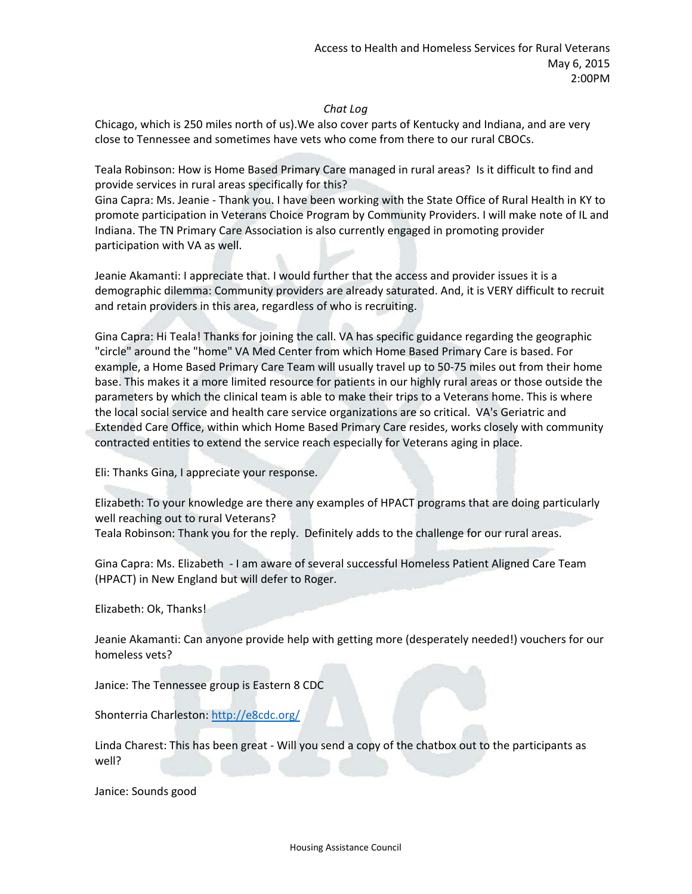*Chat Log*

Chicago, which is 250 miles north of us).We also cover parts of Kentucky and Indiana, and are very close to Tennessee and sometimes have vets who come from there to our rural CBOCs.

Teala Robinson: How is Home Based Primary Care managed in rural areas? Is it difficult to find and provide services in rural areas specifically for this?
Gina Capra: Ms. Jeanie - Thank you. I have been working with the State Office of Rural Health in KY to promote participation in Veterans Choice Program by Community Providers. I will make note of IL and Indiana. The TN Primary Care Association is also currently engaged in promoting provider participation with VA as well.

Jeanie Akamanti: I appreciate that. I would further that the access and provider issues it is a demographic dilemma: Community providers are already saturated. And, it is VERY difficult to recruit and retain providers in this area, regardless of who is recruiting.

Gina Capra: Hi Teala! Thanks for joining the call. VA has specific guidance regarding the geographic "circle" around the "home" VA Med Center from which Home Based Primary Care is based. For example, a Home Based Primary Care Team will usually travel up to 50-75 miles out from their home base. This makes it a more limited resource for patients in our highly rural areas or those outside the parameters by which the clinical team is able to make their trips to a Veterans home. This is where the local social service and health care service organizations are so critical. VA's Geriatric and Extended Care Office, within which Home Based Primary Care resides, works closely with community contracted entities to extend the service reach especially for Veterans aging in place.

Eli: Thanks Gina, I appreciate your response.

Elizabeth: To your knowledge are there any examples of HPACT programs that are doing particularly well reaching out to rural Veterans?
Teala Robinson: Thank you for the reply. Definitely adds to the challenge for our rural areas.

Gina Capra: Ms. Elizabeth - I am aware of several successful Homeless Patient Aligned Care Team (HPACT) in New England but will defer to Roger.

Elizabeth: Ok, Thanks!

Jeanie Akamanti: Can anyone provide help with getting more (desperately needed!) vouchers for our homeless vets?

Janice: The Tennessee group is Eastern 8 CDC

Shonterria Charleston: http://e8cdc.org/

Linda Charest: This has been great - Will you send a copy of the chatbox out to the participants as well?

Janice: Sounds good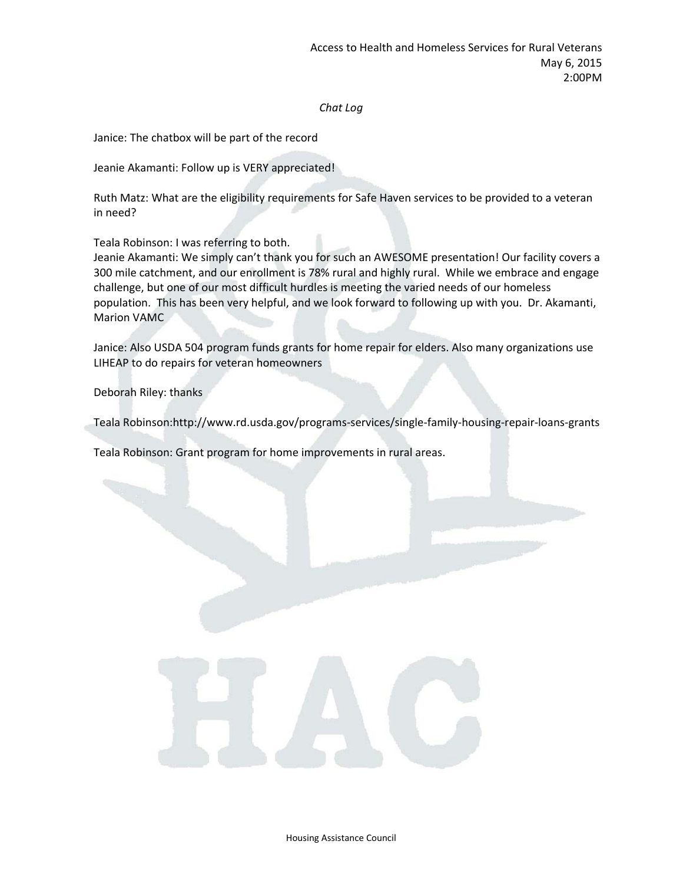Access to Health and Homeless Services for Rural Veterans
May 6, 2015
2:00PM

*Chat Log*

Janice: The chatbox will be part of the record

Jeanie Akamanti: Follow up is VERY appreciated!

Ruth Matz: What are the eligibility requirements for Safe Haven services to be provided to a veteran in need?

Teala Robinson: I was referring to both.
Jeanie Akamanti: We simply can't thank you for such an AWESOME presentation! Our facility covers a 300 mile catchment, and our enrollment is 78% rural and highly rural. While we embrace and engage challenge, but one of our most difficult hurdles is meeting the varied needs of our homeless population. This has been very helpful, and we look forward to following up with you. Dr. Akamanti, Marion VAMC

Janice: Also USDA 504 program funds grants for home repair for elders. Also many organizations use LIHEAP to do repairs for veteran homeowners

Deborah Riley: thanks

Teala Robinson:http://www.rd.usda.gov/programs-services/single-family-housing-repair-loans-grants

Teala Robinson: Grant program for home improvements in rural areas.